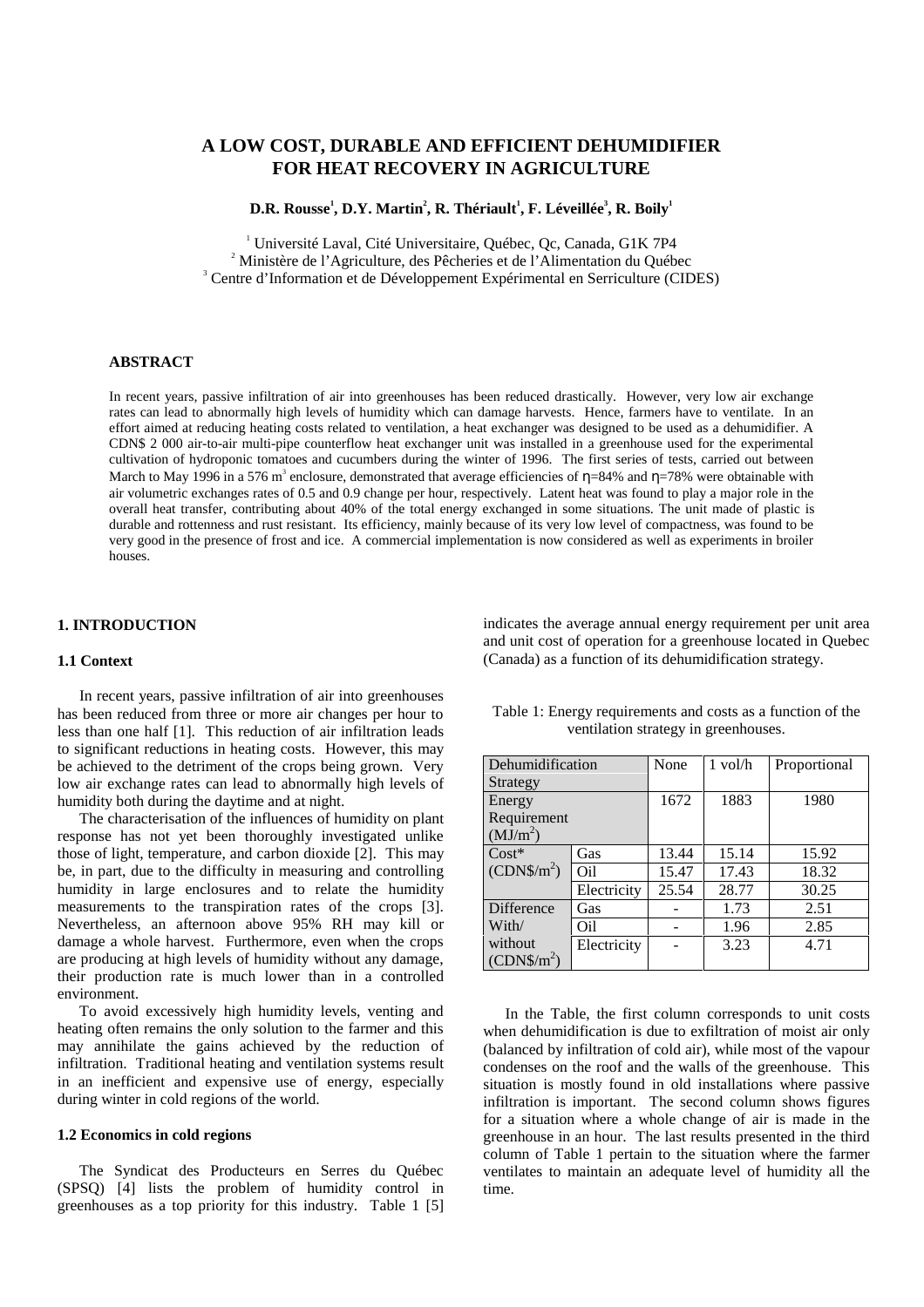# A LOW COST, DURABLE AND EFFICIENT DEHUMIDIFIER FOR HEAT RECOVERY IN AGRICULTURE

**D.R. Rousse[1], D.Y. Martin[2], R. Thériault[1], F. Léveillée[3], R. Boily[1]**

[1] Université Laval, Cité Universitaire, Québec, Qc, Canada, G1K 7P4
[2] Ministère de l'Agriculture, des Pêcheries et de l'Alimentation du Québec
[3] Centre d'Information et de Développement Expérimental en Serriculture (CIDES)

## ABSTRACT

In recent years, passive infiltration of air into greenhouses has been reduced drastically. However, very low air exchange rates can lead to abnormally high levels of humidity which can damage harvests. Hence, farmers have to ventilate. In an effort aimed at reducing heating costs related to ventilation, a heat exchanger was designed to be used as a dehumidifier. A CDN$ 2 000 air-to-air multi-pipe counterflow heat exchanger unit was installed in a greenhouse used for the experimental cultivation of hydroponic tomatoes and cucumbers during the winter of 1996. The first series of tests, carried out between March to May 1996 in a 576 $m^3$ enclosure, demonstrated that average efficiencies of $\eta$=84% and $\eta$=78% were obtainable with air volumetric exchanges rates of 0.5 and 0.9 change per hour, respectively. Latent heat was found to play a major role in the overall heat transfer, contributing about 40% of the total energy exchanged in some situations. The unit made of plastic is durable and rottenness and rust resistant. Its efficiency, mainly because of its very low level of compactness, was found to be very good in the presence of frost and ice. A commercial implementation is now considered as well as experiments in broiler houses.

## 1. INTRODUCTION

### 1.1 Context

In recent years, passive infiltration of air into greenhouses has been reduced from three or more air changes per hour to less than one half [1]. This reduction of air infiltration leads to significant reductions in heating costs. However, this may be achieved to the detriment of the crops being grown. Very low air exchange rates can lead to abnormally high levels of humidity both during the daytime and at night.

The characterisation of the influences of humidity on plant response has not yet been thoroughly investigated unlike those of light, temperature, and carbon dioxide [2]. This may be, in part, due to the difficulty in measuring and controlling humidity in large enclosures and to relate the humidity measurements to the transpiration rates of the crops [3]. Nevertheless, an afternoon above 95% RH may kill or damage a whole harvest. Furthermore, even when the crops are producing at high levels of humidity without any damage, their production rate is much lower than in a controlled environment.

To avoid excessively high humidity levels, venting and heating often remains the only solution to the farmer and this may annihilate the gains achieved by the reduction of infiltration. Traditional heating and ventilation systems result in an inefficient and expensive use of energy, especially during winter in cold regions of the world.

### 1.2 Economics in cold regions

The Syndicat des Producteurs en Serres du Québec (SPSQ) [4] lists the problem of humidity control in greenhouses as a top priority for this industry. Table 1 [5] indicates the average annual energy requirement per unit area and unit cost of operation for a greenhouse located in Quebec (Canada) as a function of its dehumidification strategy.

Table 1: Energy requirements and costs as a function of the ventilation strategy in greenhouses.

| Dehumidification Strategy | | None | 1 vol/h | Proportional |
|---|---|---|---|---|
| Energy Requirement ($MJ/m^2$) | | 1672 | 1883 | 1980 |
| Cost* ($CDN\$/m^2$) | Gas | 13.44 | 15.14 | 15.92 |
| | Oil | 15.47 | 17.43 | 18.32 |
| | Electricity | 25.54 | 28.77 | 30.25 |
| Difference With/ without ($CDN\$/m^2$) | Gas | - | 1.73 | 2.51 |
| | Oil | - | 1.96 | 2.85 |
| | Electricity | - | 3.23 | 4.71 |

In the Table, the first column corresponds to unit costs when dehumidification is due to exfiltration of moist air only (balanced by infiltration of cold air), while most of the vapour condenses on the roof and the walls of the greenhouse. This situation is mostly found in old installations where passive infiltration is important. The second column shows figures for a situation where a whole change of air is made in the greenhouse in an hour. The last results presented in the third column of Table 1 pertain to the situation where the farmer ventilates to maintain an adequate level of humidity all the time.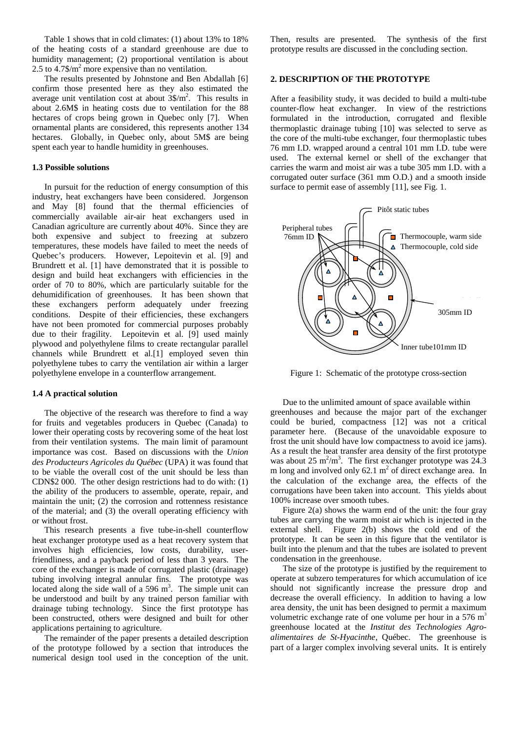Table 1 shows that in cold climates: (1) about 13% to 18% of the heating costs of a standard greenhouse are due to humidity management; (2) proportional ventilation is about 2.5 to 4.7$/m$^2$ more expensive than no ventilation.

The results presented by Johnstone and Ben Abdallah [6] confirm those presented here as they also estimated the average unit ventilation cost at about 3$/m$^2$. This results in about 2.6M$ in heating costs due to ventilation for the 88 hectares of crops being grown in Quebec only [7]. When ornamental plants are considered, this represents another 134 hectares. Globally, in Quebec only, about 5M$ are being spent each year to handle humidity in greenhouses.

### 1.3 Possible solutions

In pursuit for the reduction of energy consumption of this industry, heat exchangers have been considered. Jorgenson and May [8] found that the thermal efficiencies of commercially available air-air heat exchangers used in Canadian agriculture are currently about 40%. Since they are both expensive and subject to freezing at subzero temperatures, these models have failed to meet the needs of Quebec's producers. However, Lepoitevin et al. [9] and Brundrett et al. [1] have demonstrated that it is possible to design and build heat exchangers with efficiencies in the order of 70 to 80%, which are particularly suitable for the dehumidification of greenhouses. It has been shown that these exchangers perform adequately under freezing conditions. Despite of their efficiencies, these exchangers have not been promoted for commercial purposes probably due to their fragility. Lepoitevin et al. [9] used mainly plywood and polyethylene films to create rectangular parallel channels while Brundrett et al.[1] employed seven thin polyethylene tubes to carry the ventilation air within a larger polyethylene envelope in a counterflow arrangement.

### 1.4 A practical solution

The objective of the research was therefore to find a way for fruits and vegetables producers in Quebec (Canada) to lower their operating costs by recovering some of the heat lost from their ventilation systems. The main limit of paramount importance was cost. Based on discussions with the *Union des Producteurs Agricoles du Québec* (UPA) it was found that to be viable the overall cost of the unit should be less than CDN$2 000. The other design restrictions had to do with: (1) the ability of the producers to assemble, operate, repair, and maintain the unit; (2) the corrosion and rottenness resistance of the material; and (3) the overall operating efficiency with or without frost.

This research presents a five tube-in-shell counterflow heat exchanger prototype used as a heat recovery system that involves high efficiencies, low costs, durability, user-friendliness, and a payback period of less than 3 years. The core of the exchanger is made of corrugated plastic (drainage) tubing involving integral annular fins. The prototype was located along the side wall of a 596 m$^3$. The simple unit can be understood and built by any trained person familiar with drainage tubing technology. Since the first prototype has been constructed, others were designed and built for other applications pertaining to agriculture.

The remainder of the paper presents a detailed description of the prototype followed by a section that introduces the numerical design tool used in the conception of the unit. Then, results are presented. The synthesis of the first prototype results are discussed in the concluding section.

## 2. DESCRIPTION OF THE PROTOTYPE

After a feasibility study, it was decided to build a multi-tube counter-flow heat exchanger. In view of the restrictions formulated in the introduction, corrugated and flexible thermoplastic drainage tubing [10] was selected to serve as the core of the multi-tube exchanger, four thermoplastic tubes 76 mm I.D. wrapped around a central 101 mm I.D. tube were used. The external kernel or shell of the exchanger that carries the warm and moist air was a tube 305 mm I.D. with a corrugated outer surface (361 mm O.D.) and a smooth inside surface to permit ease of assembly [11], see Fig. 1.

Figure 1: Schematic of the prototype cross-section

Due to the unlimited amount of space available within greenhouses and because the major part of the exchanger could be buried, compactness [12] was not a critical parameter here. (Because of the unavoidable exposure to frost the unit should have low compactness to avoid ice jams). As a result the heat transfer area density of the first prototype was about 25 m$^2$/m$^3$. The first exchanger prototype was 24.3 m long and involved only 62.1 m$^2$ of direct exchange area. In the calculation of the exchange area, the effects of the corrugations have been taken into account. This yields about 100% increase over smooth tubes.

Figure 2(a) shows the warm end of the unit: the four gray tubes are carrying the warm moist air which is injected in the external shell. Figure 2(b) shows the cold end of the prototype. It can be seen in this figure that the ventilator is built into the plenum and that the tubes are isolated to prevent condensation in the greenhouse.

The size of the prototype is justified by the requirement to operate at subzero temperatures for which accumulation of ice should not significantly increase the pressure drop and decrease the overall efficiency. In addition to having a low area density, the unit has been designed to permit a maximum volumetric exchange rate of one volume per hour in a 576 m$^3$ greenhouse located at the *Institut des Technologies Agro-alimentaires de St-Hyacinthe*, Québec. The greenhouse is part of a larger complex involving several units. It is entirely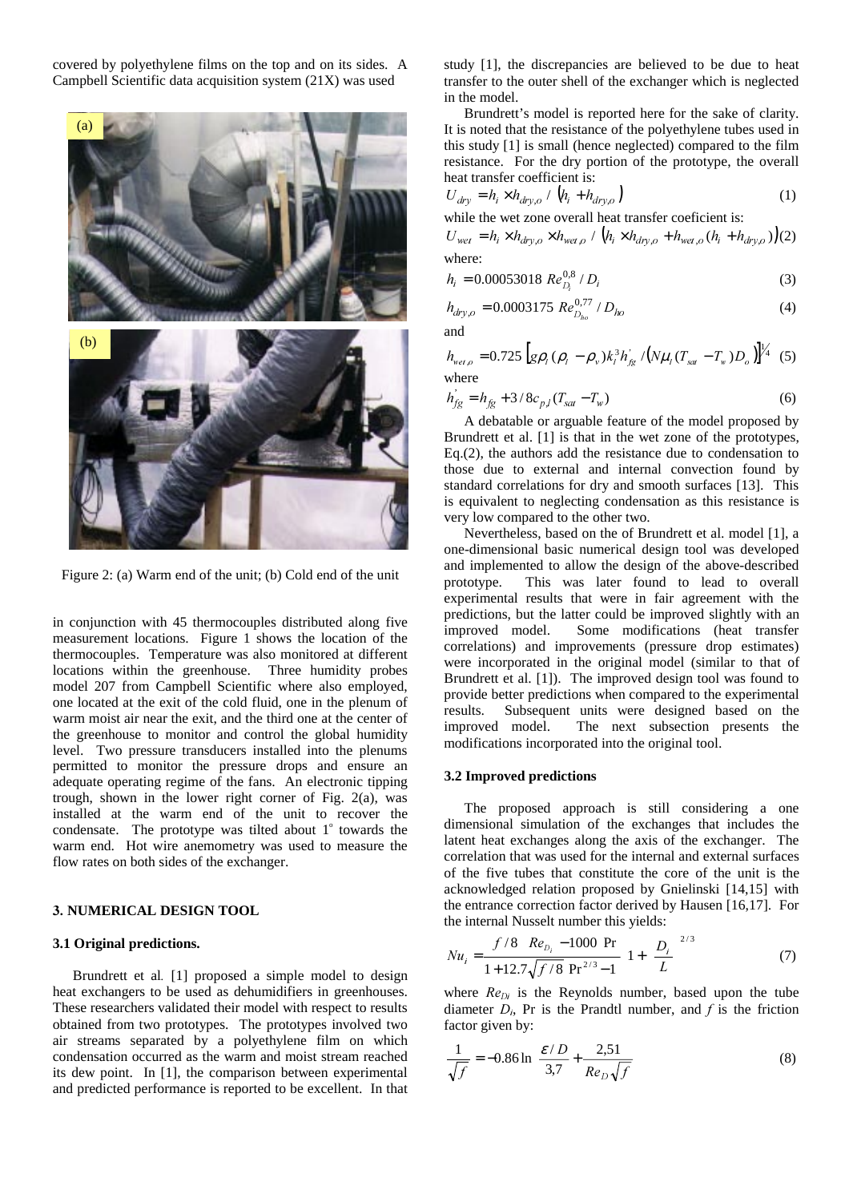covered by polyethylene films on the top and on its sides. A Campbell Scientific data acquisition system (21X) was used in conjunction with 45 thermocouples distributed along five measurement locations. Figure 1 shows the location of the thermocouples. Temperature was also monitored at different locations within the greenhouse. Three humidity probes model 207 from Campbell Scientific where also employed, one located at the exit of the cold fluid, one in the plenum of warm moist air near the exit, and the third one at the center of the greenhouse to monitor and control the global humidity level. Two pressure transducers installed into the plenums permitted to monitor the pressure drops and ensure an adequate operating regime of the fans. An electronic tipping trough, shown in the lower right corner of Fig. 2(a), was installed at the warm end of the unit to recover the condensate. The prototype was tilted about 1° towards the warm end. Hot wire anemometry was used to measure the flow rates on both sides of the exchanger.

Figure 2: (a) Warm end of the unit; (b) Cold end of the unit

## 3. NUMERICAL DESIGN TOOL

### 3.1 Original predictions.

Brundrett et al. [1] proposed a simple model to design heat exchangers to be used as dehumidifiers in greenhouses. These researchers validated their model with respect to results obtained from two prototypes. The prototypes involved two air streams separated by a polyethylene film on which condensation occurred as the warm and moist stream reached its dew point. In [1], the comparison between experimental and predicted performance is reported to be excellent. In that study [1], the discrepancies are believed to be due to heat transfer to the outer shell of the exchanger which is neglected in the model.

Brundrett's model is reported here for the sake of clarity. It is noted that the resistance of the polyethylene tubes used in this study [1] is small (hence neglected) compared to the film resistance. For the dry portion of the prototype, the overall heat transfer coefficient is:

$$U_{dry} = h_i \times h_{dry,o} \,/\, \left(h_i + h_{dry,o}\right) \tag{1}$$

while the wet zone overall heat transfer coeficient is:

$$U_{wet} = h_i \times h_{dry,o} \times h_{wet,o} \,/\, \left(h_i \times h_{dry,o} + h_{wet,o}(h_i + h_{dry,o})\right) \tag{2}$$

where:

$$h_i = 0.00053018 \; Re_{D_i}^{0,8} \,/\, D_i \tag{3}$$

$$h_{dry,o} = 0.0003175 \; Re_{D_{ho}}^{0,77} \,/\, D_{ho} \tag{4}$$

and

$$h_{wet,o} = 0.725 \left[ g\rho_l (\rho_l - \rho_v) k_l^3 h'_{fg} \,/ \left(N\mu_l (T_{sat} - T_w) D_o\right)\right]^{1/4} \tag{5}$$

where

$$h'_{fg} = h_{fg} + 3/8 c_{p,l}(T_{sat} - T_w) \tag{6}$$

A debatable or arguable feature of the model proposed by Brundrett et al. [1] is that in the wet zone of the prototypes, Eq.(2), the authors add the resistance due to condensation to those due to external and internal convection found by standard correlations for dry and smooth surfaces [13]. This is equivalent to neglecting condensation as this resistance is very low compared to the other two.

Nevertheless, based on the of Brundrett et al. model [1], a one-dimensional basic numerical design tool was developed and implemented to allow the design of the above-described prototype. This was later found to lead to overall experimental results that were in fair agreement with the predictions, but the latter could be improved slightly with an improved model. Some modifications (heat transfer correlations) and improvements (pressure drop estimates) were incorporated in the original model (similar to that of Brundrett et al. [1]). The improved design tool was found to provide better predictions when compared to the experimental results. Subsequent units were designed based on the improved model. The next subsection presents the modifications incorporated into the original tool.

### 3.2 Improved predictions

The proposed approach is still considering a one dimensional simulation of the exchanges that includes the latent heat exchanges along the axis of the exchanger. The correlation that was used for the internal and external surfaces of the five tubes that constitute the core of the unit is the acknowledged relation proposed by Gnielinski [14,15] with the entrance correction factor derived by Hausen [16,17]. For the internal Nusselt number this yields:

$$Nu_i = \frac{(f/8)\left(Re_{D_i} - 1000\right)\Pr}{1 + 12.7\sqrt{f/8}\left(\Pr^{2/3} - 1\right)}\left[1 + \left(\frac{D_i}{L}\right)^{2/3}\right] \tag{7}$$

where $Re_{Di}$ is the Reynolds number, based upon the tube diameter $D_i$, Pr is the Prandtl number, and $f$ is the friction factor given by:

$$\frac{1}{\sqrt{f}} = -0.86 \ln\left(\frac{\varepsilon / D}{3{,}7} + \frac{2{,}51}{Re_D\sqrt{f}}\right) \tag{8}$$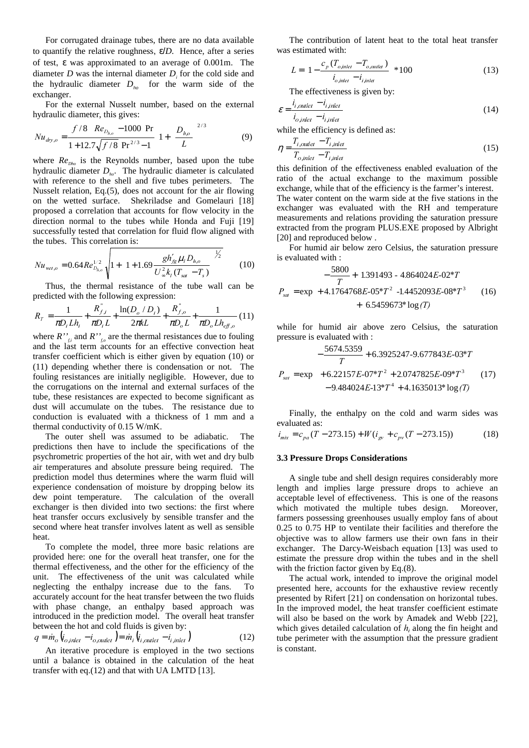For corrugated drainage tubes, there are no data available to quantify the relative roughness, $\varepsilon/D$. Hence, after a series of test, $\varepsilon$ was approximated to an average of 0.001m. The diameter $D$ was the internal diameter $D_i$ for the cold side and the hydraulic diameter $D_{ho}$ for the warm side of the exchanger.

For the external Nusselt number, based on the external hydraulic diameter, this gives:

$$Nu_{dry,o} = \frac{(f/8)(Re_{D_{h,o}} - 1000)\,Pr}{1 + 12.7\sqrt{f/8}\,(Pr^{2/3} - 1)}\left[1 + \left(\frac{D_{h,o}}{L}\right)^{2/3}\right] \qquad (9)$$

where $Re_{Dho}$ is the Reynolds number, based upon the tube hydraulic diameter $D_{ho}$. The hydraulic diameter is calculated with reference to the shell and five tubes perimeters. The Nusselt relation, Eq.(5), does not account for the air flowing on the wetted surface. Shekriladse and Gomelauri [18] proposed a correlation that accounts for flow velocity in the direction normal to the tubes while Honda and Fuji [19] successfully tested that correlation for fluid flow aligned with the tubes. This correlation is:

$$Nu_{wet,o} = 0.64 Re^{1/2}_{D_{h,o}} \left[1 + \left(1 + 1.69 \frac{g h'_{fg} \mu_l D_{h,o}}{U_\infty^2 k_l (T_{sat} - T_s)}\right)^{1/2}\right]^{1/2} \qquad (10)$$

Thus, the thermal resistance of the tube wall can be predicted with the following expression:

$$R_T = \frac{1}{\pi D_i L h_i} + \frac{R''_{f,i}}{\pi D_i L} + \frac{\ln(D_o/D_i)}{2\pi k L} + \frac{R''_{f,o}}{\pi D_o L} + \frac{1}{\pi D_o L h_{eff,o}} \qquad (11)$$

where $R''_{f,i}$ and $R''_{f,o}$ are the thermal resistances due to fouling and the last term accounts for an effective convection heat transfer coefficient which is either given by equation (10) or (11) depending whether there is condensation or not. The fouling resistances are initially negligible. However, due to the corrugations on the internal and external surfaces of the tube, these resistances are expected to become significant as dust will accumulate on the tubes. The resistance due to conduction is evaluated with a thickness of 1 mm and a thermal conductivity of 0.15 W/mK.

The outer shell was assumed to be adiabatic. The predictions then have to include the specifications of the psychrometric properties of the hot air, with wet and dry bulb air temperatures and absolute pressure being required. The prediction model thus determines where the warm fluid will experience condensation of moisture by dropping below its dew point temperature. The calculation of the overall exchanger is then divided into two sections: the first where heat transfer occurs exclusively by sensible transfer and the second where heat transfer involves latent as well as sensible heat.

To complete the model, three more basic relations are provided here: one for the overall heat transfer, one for the thermal effectiveness, and the other for the efficiency of the unit. The effectiveness of the unit was calculated while neglecting the enthalpy increase due to the fans. To accurately account for the heat transfer between the two fluids with phase change, an enthalpy based approach was introduced in the prediction model. The overall heat transfer between the hot and cold fluids is given by:

$$q = \dot{m}_o\left(i_{o,inlet} - i_{o,outlet}\right) = \dot{m}_i\left(i_{i,outlet} - i_{i,inlet}\right) \qquad (12)$$

An iterative procedure is employed in the two sections until a balance is obtained in the calculation of the heat transfer with eq.(12) and that with UA LMTD [13].

The contribution of latent heat to the total heat transfer was estimated with:

$$L = \left(1 - \frac{c_p\,(T_{o,inlet} - T_{o,outlet})}{i_{o,inlet} - i_{i,inlet}}\right) * 100 \qquad (13)$$

The effectiveness is given by:

$$\varepsilon = \frac{i_{i,outlet} - i_{i,inlet}}{i_{o,inlet} - i_{i,inlet}} \qquad (14)$$

while the efficiency is defined as:

$$\eta = \frac{T_{i,outlet} - T_{i,inlet}}{T_{o,inlet} - T_{i,inlet}} \qquad (15)$$

this definition of the effectiveness enabled evaluation of the ratio of the actual exchange to the maximum possible exchange, while that of the efficiency is the farmer's interest. The water content on the warm side at the five stations in the exchanger was evaluated with the RH and temperature measurements and relations providing the saturation pressure extracted from the program PLUS.EXE proposed by Albright [20] and reproduced below .

For humid air below zero Celsius, the saturation pressure is evaluated with :

$$P_{sat} = \exp\left(\begin{array}{l} -\dfrac{5800}{T} + 1.391493 - 4.864024E\text{-}02{*}T \\ + 4.1764768E\text{-}05{*}T^2 - 1.4452093E\text{-}08{*}T^3 \\ + 6.5459673{*}\log(T) \end{array}\right) \qquad (16)$$

while for humid air above zero Celsius, the saturation pressure is evaluated with :

$$P_{sat} = \exp\left(\begin{array}{l} -\dfrac{5674.5359}{T} + 6.3925247 - 9.677843E\text{-}03{*}T \\ + 6.22157E\text{-}07{*}T^2 + 2.0747825E\text{-}09{*}T^3 \\ - 9.484024E\text{-}13{*}T^4 + 4.1635013{*}\log(T) \end{array}\right) \qquad (17)$$

Finally, the enthalpy on the cold and warm sides was evaluated as:

$$i_{mix} = c_{pa}(T - 273.15) + W(i_{gv} + c_{pv}(T - 273.15)) \qquad (18)$$

### 3.3 Pressure Drops Considerations

A single tube and shell design requires considerably more length and implies large pressure drops to achieve an acceptable level of effectiveness. This is one of the reasons which motivated the multiple tubes design. Moreover, farmers possessing greenhouses usually employ fans of about 0.25 to 0.75 HP to ventilate their facilities and therefore the objective was to allow farmers use their own fans in their exchanger. The Darcy-Weisbach equation [13] was used to estimate the pressure drop within the tubes and in the shell with the friction factor given by Eq.(8).

The actual work, intended to improve the original model presented here, accounts for the exhaustive review recently presented by Rifert [21] on condensation on horizontal tubes. In the improved model, the heat transfer coefficient estimate will also be based on the work by Amadek and Webb [22], which gives detailed calculation of $h_i$ along the fin height and tube perimeter with the assumption that the pressure gradient is constant.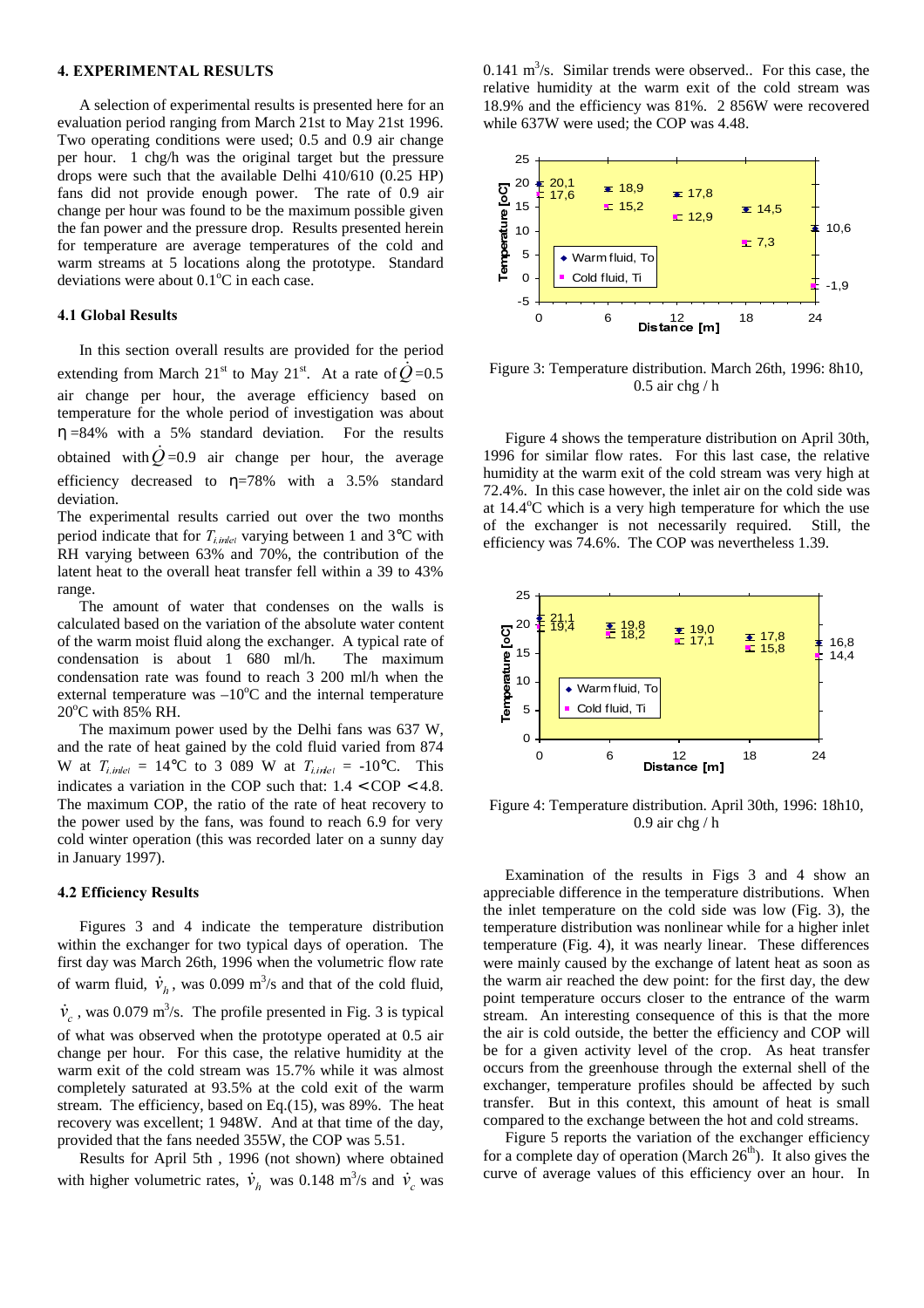## 4. EXPERIMENTAL RESULTS

A selection of experimental results is presented here for an evaluation period ranging from March 21st to May 21st 1996. Two operating conditions were used; 0.5 and 0.9 air change per hour. 1 chg/h was the original target but the pressure drops were such that the available Delhi 410/610 (0.25 HP) fans did not provide enough power. The rate of 0.9 air change per hour was found to be the maximum possible given the fan power and the pressure drop. Results presented herein for temperature are average temperatures of the cold and warm streams at 5 locations along the prototype. Standard deviations were about 0.1°C in each case.

### 4.1 Global Results

In this section overall results are provided for the period extending from March 21[st] to May 21[st]. At a rate of $\dot{Q}$=0.5 air change per hour, the average efficiency based on temperature for the whole period of investigation was about $\eta$ =84% with a 5% standard deviation. For the results obtained with $\dot{Q}$=0.9 air change per hour, the average efficiency decreased to $\eta$=78% with a 3.5% standard deviation.

The experimental results carried out over the two months period indicate that for $T_{i,inlet}$ varying between 1 and 3°C with RH varying between 63% and 70%, the contribution of the latent heat to the overall heat transfer fell within a 39 to 43% range.

The amount of water that condenses on the walls is calculated based on the variation of the absolute water content of the warm moist fluid along the exchanger. A typical rate of condensation is about 1 680 ml/h. The maximum condensation rate was found to reach 3 200 ml/h when the external temperature was –10°C and the internal temperature 20°C with 85% RH.

The maximum power used by the Delhi fans was 637 W, and the rate of heat gained by the cold fluid varied from 874 W at $T_{i,inlet}$ = 14°C to 3 089 W at $T_{i,inlet}$ = -10°C. This indicates a variation in the COP such that: 1.4 < COP < 4.8. The maximum COP, the ratio of the rate of heat recovery to the power used by the fans, was found to reach 6.9 for very cold winter operation (this was recorded later on a sunny day in January 1997).

### 4.2 Efficiency Results

Figures 3 and 4 indicate the temperature distribution within the exchanger for two typical days of operation. The first day was March 26th, 1996 when the volumetric flow rate of warm fluid, $\dot{v}_h$, was 0.099 m$^3$/s and that of the cold fluid, $\dot{v}_c$, was 0.079 m$^3$/s. The profile presented in Fig. 3 is typical of what was observed when the prototype operated at 0.5 air change per hour. For this case, the relative humidity at the warm exit of the cold stream was 15.7% while it was almost completely saturated at 93.5% at the cold exit of the warm stream. The efficiency, based on Eq.(15), was 89%. The heat recovery was excellent; 1 948W. And at that time of the day, provided that the fans needed 355W, the COP was 5.51.

Results for April 5th , 1996 (not shown) where obtained with higher volumetric rates, $\dot{v}_h$ was 0.148 m$^3$/s and $\dot{v}_c$ was 0.141 m$^3$/s. Similar trends were observed.. For this case, the relative humidity at the warm exit of the cold stream was 18.9% and the efficiency was 81%. 2 856W were recovered while 637W were used; the COP was 4.48.

Figure 3: Temperature distribution. March 26th, 1996: 8h10, 0.5 air chg / h

Figure 4 shows the temperature distribution on April 30th, 1996 for similar flow rates. For this last case, the relative humidity at the warm exit of the cold stream was very high at 72.4%. In this case however, the inlet air on the cold side was at 14.4°C which is a very high temperature for which the use of the exchanger is not necessarily required. Still, the efficiency was 74.6%. The COP was nevertheless 1.39.

Figure 4: Temperature distribution. April 30th, 1996: 18h10, 0.9 air chg / h

Examination of the results in Figs 3 and 4 show an appreciable difference in the temperature distributions. When the inlet temperature on the cold side was low (Fig. 3), the temperature distribution was nonlinear while for a higher inlet temperature (Fig. 4), it was nearly linear. These differences were mainly caused by the exchange of latent heat as soon as the warm air reached the dew point: for the first day, the dew point temperature occurs closer to the entrance of the warm stream. An interesting consequence of this is that the more the air is cold outside, the better the efficiency and COP will be for a given activity level of the crop. As heat transfer occurs from the greenhouse through the external shell of the exchanger, temperature profiles should be affected by such transfer. But in this context, this amount of heat is small compared to the exchange between the hot and cold streams.

Figure 5 reports the variation of the exchanger efficiency for a complete day of operation (March 26[th]). It also gives the curve of average values of this efficiency over an hour. In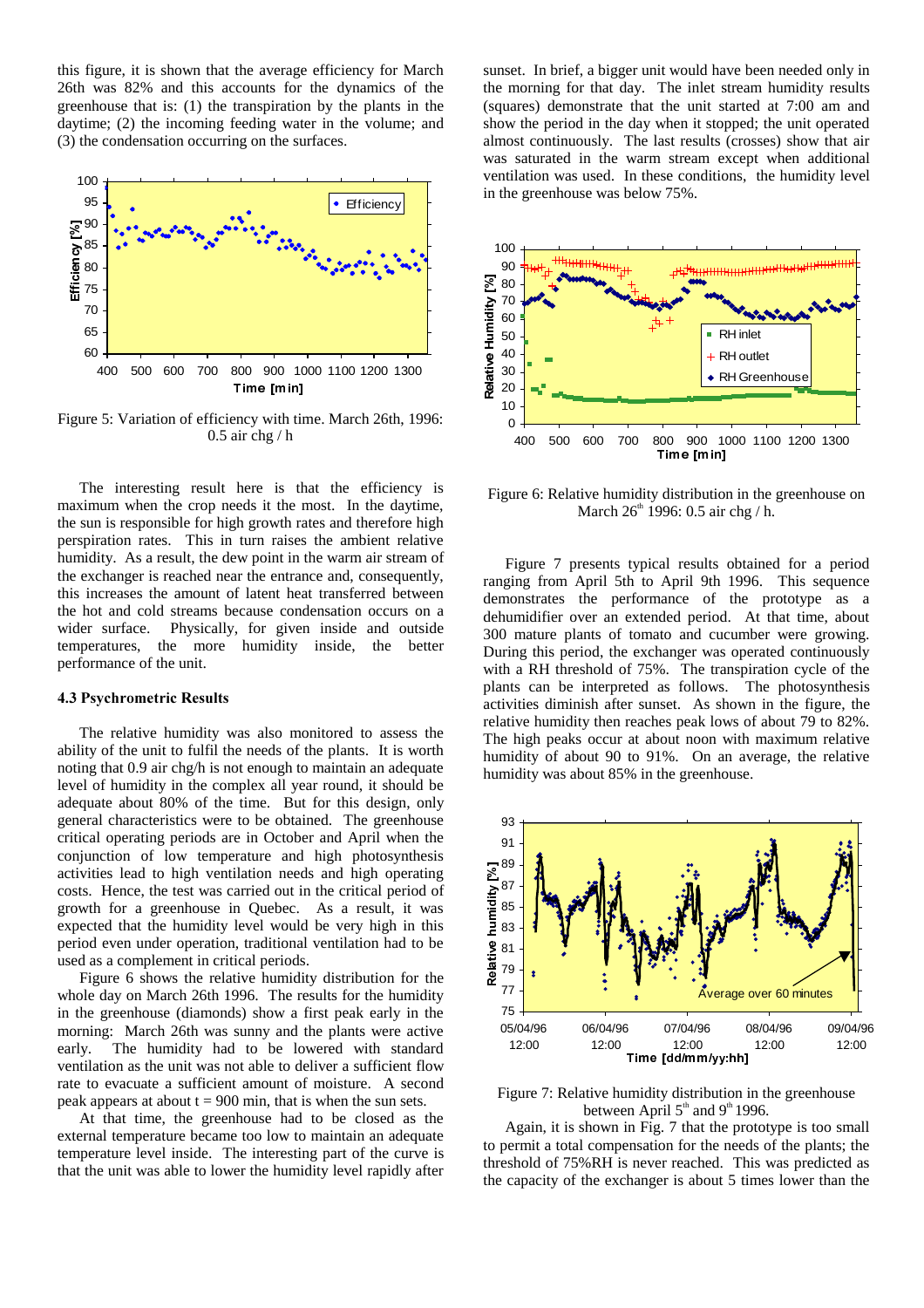this figure, it is shown that the average efficiency for March 26th was 82% and this accounts for the dynamics of the greenhouse that is: (1) the transpiration by the plants in the daytime; (2) the incoming feeding water in the volume; and (3) the condensation occurring on the surfaces.

Figure 5: Variation of efficiency with time. March 26th, 1996: 0.5 air chg / h

The interesting result here is that the efficiency is maximum when the crop needs it the most. In the daytime, the sun is responsible for high growth rates and therefore high perspiration rates. This in turn raises the ambient relative humidity. As a result, the dew point in the warm air stream of the exchanger is reached near the entrance and, consequently, this increases the amount of latent heat transferred between the hot and cold streams because condensation occurs on a wider surface. Physically, for given inside and outside temperatures, the more humidity inside, the better performance of the unit.

#### 4.3 Psychrometric Results

The relative humidity was also monitored to assess the ability of the unit to fulfil the needs of the plants. It is worth noting that 0.9 air chg/h is not enough to maintain an adequate level of humidity in the complex all year round, it should be adequate about 80% of the time. But for this design, only general characteristics were to be obtained. The greenhouse critical operating periods are in October and April when the conjunction of low temperature and high photosynthesis activities lead to high ventilation needs and high operating costs. Hence, the test was carried out in the critical period of growth for a greenhouse in Quebec. As a result, it was expected that the humidity level would be very high in this period even under operation, traditional ventilation had to be used as a complement in critical periods.

Figure 6 shows the relative humidity distribution for the whole day on March 26th 1996. The results for the humidity in the greenhouse (diamonds) show a first peak early in the morning: March 26th was sunny and the plants were active early. The humidity had to be lowered with standard ventilation as the unit was not able to deliver a sufficient flow rate to evacuate a sufficient amount of moisture. A second peak appears at about t = 900 min, that is when the sun sets.

At that time, the greenhouse had to be closed as the external temperature became too low to maintain an adequate temperature level inside. The interesting part of the curve is that the unit was able to lower the humidity level rapidly after sunset. In brief, a bigger unit would have been needed only in the morning for that day. The inlet stream humidity results (squares) demonstrate that the unit started at 7:00 am and show the period in the day when it stopped; the unit operated almost continuously. The last results (crosses) show that air was saturated in the warm stream except when additional ventilation was used. In these conditions, the humidity level in the greenhouse was below 75%.

Figure 6: Relative humidity distribution in the greenhouse on March 26th 1996: 0.5 air chg / h.

Figure 7 presents typical results obtained for a period ranging from April 5th to April 9th 1996. This sequence demonstrates the performance of the prototype as a dehumidifier over an extended period. At that time, about 300 mature plants of tomato and cucumber were growing. During this period, the exchanger was operated continuously with a RH threshold of 75%. The transpiration cycle of the plants can be interpreted as follows. The photosynthesis activities diminish after sunset. As shown in the figure, the relative humidity then reaches peak lows of about 79 to 82%. The high peaks occur at about noon with maximum relative humidity of about 90 to 91%. On an average, the relative humidity was about 85% in the greenhouse.

Figure 7: Relative humidity distribution in the greenhouse between April 5th and 9th 1996.

Again, it is shown in Fig. 7 that the prototype is too small to permit a total compensation for the needs of the plants; the threshold of 75%RH is never reached. This was predicted as the capacity of the exchanger is about 5 times lower than the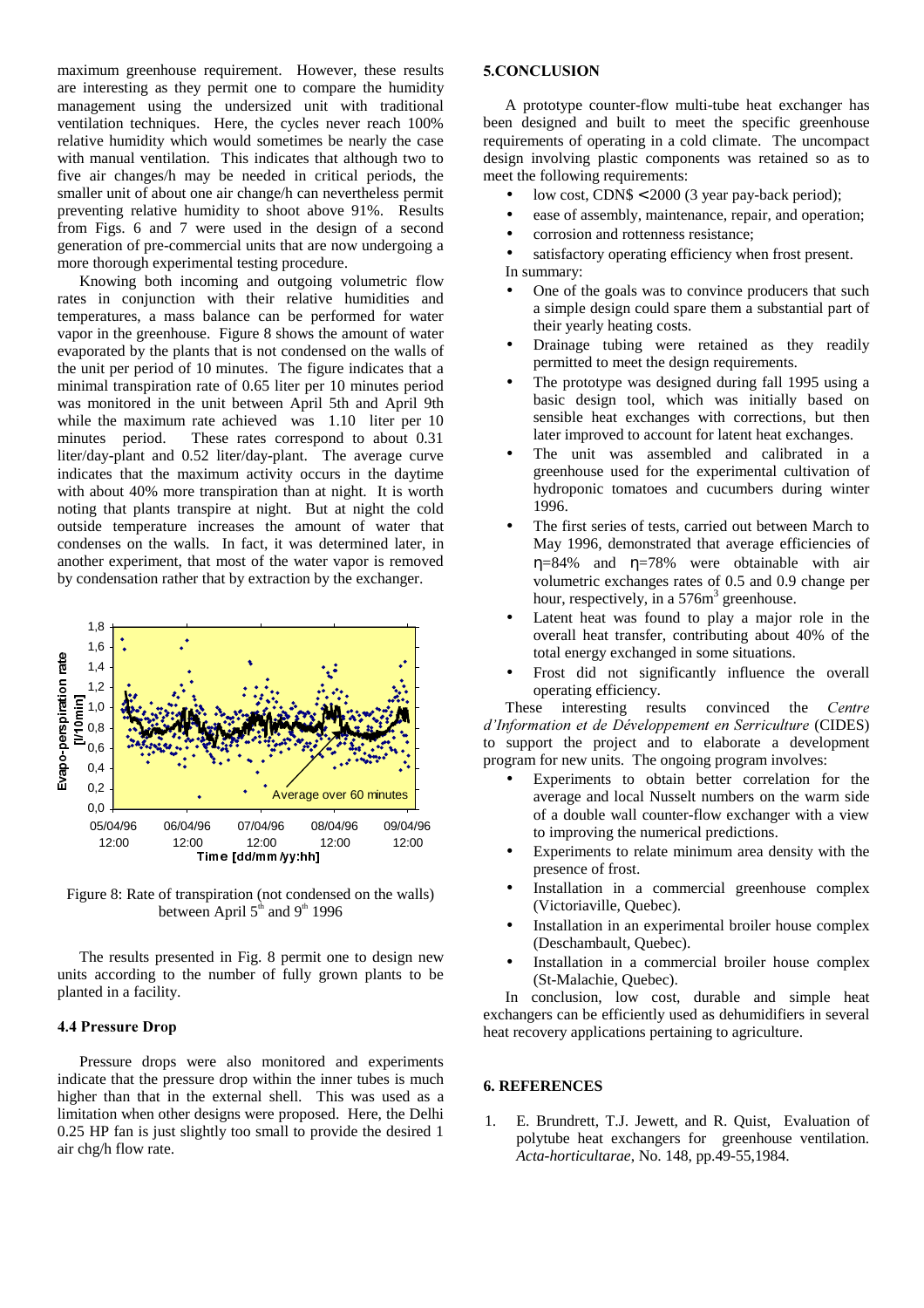maximum greenhouse requirement. However, these results are interesting as they permit one to compare the humidity management using the undersized unit with traditional ventilation techniques. Here, the cycles never reach 100% relative humidity which would sometimes be nearly the case with manual ventilation. This indicates that although two to five air changes/h may be needed in critical periods, the smaller unit of about one air change/h can nevertheless permit preventing relative humidity to shoot above 91%. Results from Figs. 6 and 7 were used in the design of a second generation of pre-commercial units that are now undergoing a more thorough experimental testing procedure.

Knowing both incoming and outgoing volumetric flow rates in conjunction with their relative humidities and temperatures, a mass balance can be performed for water vapor in the greenhouse. Figure 8 shows the amount of water evaporated by the plants that is not condensed on the walls of the unit per period of 10 minutes. The figure indicates that a minimal transpiration rate of 0.65 liter per 10 minutes period was monitored in the unit between April 5th and April 9th while the maximum rate achieved was 1.10 liter per 10 minutes period. These rates correspond to about 0.31 liter/day-plant and 0.52 liter/day-plant. The average curve indicates that the maximum activity occurs in the daytime with about 40% more transpiration than at night. It is worth noting that plants transpire at night. But at night the cold outside temperature increases the amount of water that condenses on the walls. In fact, it was determined later, in another experiment, that most of the water vapor is removed by condensation rather that by extraction by the exchanger.

Figure 8: Rate of transpiration (not condensed on the walls) between April 5th and 9th 1996

The results presented in Fig. 8 permit one to design new units according to the number of fully grown plants to be planted in a facility.

### 4.4 Pressure Drop

Pressure drops were also monitored and experiments indicate that the pressure drop within the inner tubes is much higher than that in the external shell. This was used as a limitation when other designs were proposed. Here, the Delhi 0.25 HP fan is just slightly too small to provide the desired 1 air chg/h flow rate.

## 5.CONCLUSION

A prototype counter-flow multi-tube heat exchanger has been designed and built to meet the specific greenhouse requirements of operating in a cold climate. The uncompact design involving plastic components was retained so as to meet the following requirements:

- low cost, CDN$ < 2000 (3 year pay-back period);
- ease of assembly, maintenance, repair, and operation;
- corrosion and rottenness resistance;
- satisfactory operating efficiency when frost present.

In summary:

- One of the goals was to convince producers that such a simple design could spare them a substantial part of their yearly heating costs.
- Drainage tubing were retained as they readily permitted to meet the design requirements.
- The prototype was designed during fall 1995 using a basic design tool, which was initially based on sensible heat exchanges with corrections, but then later improved to account for latent heat exchanges.
- The unit was assembled and calibrated in a greenhouse used for the experimental cultivation of hydroponic tomatoes and cucumbers during winter 1996.
- The first series of tests, carried out between March to May 1996, demonstrated that average efficiencies of $\eta$=84% and $\eta$=78% were obtainable with air volumetric exchanges rates of 0.5 and 0.9 change per hour, respectively, in a 576m$^3$ greenhouse.
- Latent heat was found to play a major role in the overall heat transfer, contributing about 40% of the total energy exchanged in some situations.
- Frost did not significantly influence the overall operating efficiency.

These interesting results convinced the *Centre d'Information et de Développement en Serriculture* (CIDES) to support the project and to elaborate a development program for new units. The ongoing program involves:

- Experiments to obtain better correlation for the average and local Nusselt numbers on the warm side of a double wall counter-flow exchanger with a view to improving the numerical predictions.
- Experiments to relate minimum area density with the presence of frost.
- Installation in a commercial greenhouse complex (Victoriaville, Quebec).
- Installation in an experimental broiler house complex (Deschambault, Quebec).
- Installation in a commercial broiler house complex (St-Malachie, Quebec).

In conclusion, low cost, durable and simple heat exchangers can be efficiently used as dehumidifiers in several heat recovery applications pertaining to agriculture.

## 6. REFERENCES

1. E. Brundrett, T.J. Jewett, and R. Quist, Evaluation of polytube heat exchangers for greenhouse ventilation. *Acta-horticultarae*, No. 148, pp.49-55,1984.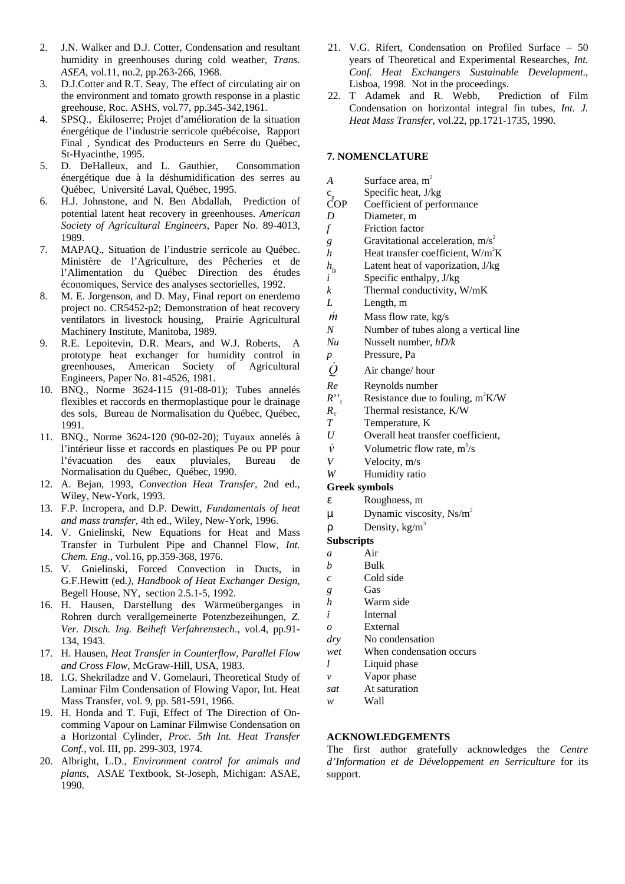2. J.N. Walker and D.J. Cotter, Condensation and resultant humidity in greenhouses during cold weather, *Trans. ASEA*, vol.11, no.2, pp.263-266, 1968.
3. D.J.Cotter and R.T. Seay, The effect of circulating air on the environment and tomato growth response in a plastic greehouse, Roc. ASHS, vol.77, pp.345-342,1961.
4. SPSQ., Ékiloserre; Projet d'amélioration de la situation énergétique de l'industrie serricole québécoise, Rapport Final , Syndicat des Producteurs en Serre du Québec, St-Hyacinthe, 1995.
5. D. DeHalleux, and L. Gauthier, Consommation énergétique due à la déshumidification des serres au Québec, Université Laval, Québec, 1995.
6. H.J. Johnstone, and N. Ben Abdallah, Prediction of potential latent heat recovery in greenhouses. *American Society of Agricultural Engineers*, Paper No. 89-4013, 1989.
7. MAPAQ., Situation de l'industrie serricole au Québec. Ministère de l'Agriculture, des Pêcheries et de l'Alimentation du Québec Direction des études économiques, Service des analyses sectorielles, 1992.
8. M. E. Jorgenson, and D. May, Final report on enerdemo project no. CR5452-p2; Demonstration of heat recovery ventilators in livestock housing, Prairie Agricultural Machinery Institute, Manitoba, 1989.
9. R.E. Lepoitevin, D.R. Mears, and W.J. Roberts, A prototype heat exchanger for humidity control in greenhouses, American Society of Agricultural Engineers, Paper No. 81-4526, 1981.
10. BNQ., Norme 3624-115 (91-08-01); Tubes annelés flexibles et raccords en thermoplastique pour le drainage des sols, Bureau de Normalisation du Québec, Québec, 1991.
11. BNQ., Norme 3624-120 (90-02-20); Tuyaux annelés à l'intérieur lisse et raccords en plastiques Pe ou PP pour l'évacuation des eaux pluviales, Bureau de Normalisation du Québec, Québec, 1990.
12. A. Bejan, 1993, *Convection Heat Transfer*, 2nd ed., Wiley, New-York, 1993.
13. F.P. Incropera, and D.P. Dewitt, *Fundamentals of heat and mass transfer*, 4th ed., Wiley, New-York, 1996.
14. V. Gnielinski, New Equations for Heat and Mass Transfer in Turbulent Pipe and Channel Flow, *Int. Chem. Eng*., vol.16, pp.359-368, 1976.
15. V. Gnielinski, Forced Convection in Ducts, in G.F.Hewitt (ed*.), Handbook of Heat Exchanger Design*, Begell House, NY, section 2.5.1-5, 1992.
16. H. Hausen, Darstellung des Wärmeüberganges in Rohren durch verallgemeinerte Potenzbezeihungen, *Z. Ver. Dtsch. Ing. Beiheft Verfahrenstech*., vol.4, pp.91-134, 1943.
17. H. Hausen, *Heat Transfer in Counterflow, Parallel Flow and Cross Flow*, McGraw-Hill, USA, 1983.
18. I.G. Shekriladze and V. Gomelauri, Theoretical Study of Laminar Film Condensation of Flowing Vapor, Int. Heat Mass Transfer, vol. 9, pp. 581-591, 1966.
19. H. Honda and T. Fuji, Effect of The Direction of On-comming Vapour on Laminar Filmwise Condensation on a Horizontal Cylinder, *Proc. 5th Int. Heat Transfer Conf.*, vol. III, pp. 299-303, 1974.
20. Albright, L.D., *Environment control for animals and plants*, ASAE Textbook, St-Joseph, Michigan: ASAE, 1990.
21. V.G. Rifert, Condensation on Profiled Surface – 50 years of Theoretical and Experimental Researches, *Int. Conf. Heat Exchangers Sustainable Development.*, Lisboa, 1998. Not in the proceedings.
22. T Adamek and R. Webb, Prediction of Film Condensation on horizontal integral fin tubes, *Int. J. Heat Mass Transfer*, vol.22, pp.1721-1735, 1990.

## 7. NOMENCLATURE

| | |
|---|---|
| $A$ | Surface area, $m^2$ |
| $c_p$ | Specific heat, J/kg |
| COP | Coefficient of performance |
| $D$ | Diameter, m |
| $f$ | Friction factor |
| $g$ | Gravitational acceleration, $m/s^2$ |
| $h$ | Heat transfer coefficient, $W/m^2K$ |
| $h_{fg}$ | Latent heat of vaporization, J/kg |
| $i$ | Specific enthalpy, J/kg |
| $k$ | Thermal conductivity, W/mK |
| $L$ | Length, m |
| $\dot{m}$ | Mass flow rate, kg/s |
| $N$ | Number of tubes along a vertical line |
| $Nu$ | Nusselt number, $hD/k$ |
| $p$ | Pressure, Pa |
| $\dot{Q}$ | Air change/ hour |
| $Re$ | Reynolds number |
| $R''_f$ | Resistance due to fouling, $m^2K/W$ |
| $R_T$ | Thermal resistance, K/W |
| $T$ | Temperature, K |
| $U$ | Overall heat transfer coefficient, |
| $\dot{v}$ | Volumetric flow rate, $m^3/s$ |
| $V$ | Velocity, m/s |
| $W$ | Humidity ratio |

**Greek symbols**

| | |
|---|---|
| $\varepsilon$ | Roughness, m |
| $\mu$ | Dynamic viscosity, $Ns/m^2$ |
| $\rho$ | Density, $kg/m^3$ |

**Subscripts**

| | |
|---|---|
| $a$ | Air |
| $b$ | Bulk |
| $c$ | Cold side |
| $g$ | Gas |
| $h$ | Warm side |
| $i$ | Internal |
| $o$ | External |
| $dry$ | No condensation |
| $wet$ | When condensation occurs |
| $l$ | Liquid phase |
| $v$ | Vapor phase |
| $sat$ | At saturation |
| $w$ | Wall |

## ACKNOWLEDGEMENTS

The first author gratefully acknowledges the *Centre d'Information et de Développement en Serriculture* for its support.